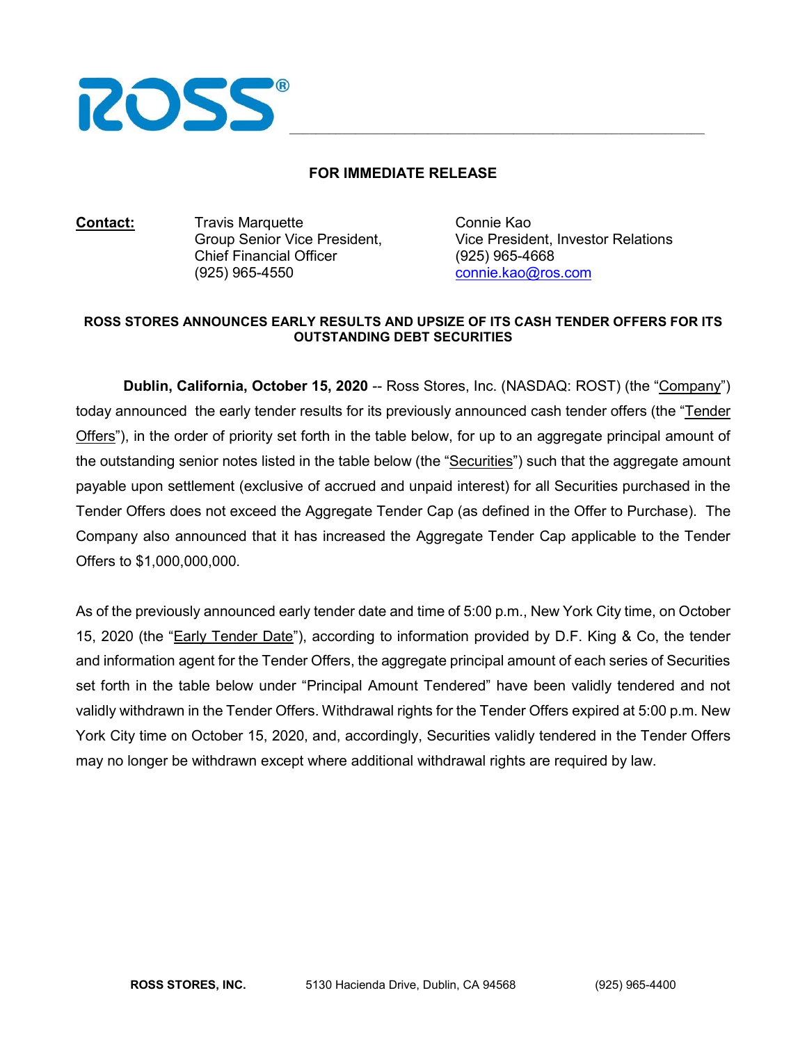ROSS®

**FOR IMMEDIATE RELEASE**

**Contact:**

Travis Marquette
Group Senior Vice President,
Chief Financial Officer
(925) 965-4550

Connie Kao
Vice President, Investor Relations
(925) 965-4668
connie.kao@ros.com

**ROSS STORES ANNOUNCES EARLY RESULTS AND UPSIZE OF ITS CASH TENDER OFFERS FOR ITS OUTSTANDING DEBT SECURITIES**

**Dublin, California, October 15, 2020** -- Ross Stores, Inc. (NASDAQ: ROST) (the "Company") today announced the early tender results for its previously announced cash tender offers (the "Tender Offers"), in the order of priority set forth in the table below, for up to an aggregate principal amount of the outstanding senior notes listed in the table below (the "Securities") such that the aggregate amount payable upon settlement (exclusive of accrued and unpaid interest) for all Securities purchased in the Tender Offers does not exceed the Aggregate Tender Cap (as defined in the Offer to Purchase). The Company also announced that it has increased the Aggregate Tender Cap applicable to the Tender Offers to $1,000,000,000.

As of the previously announced early tender date and time of 5:00 p.m., New York City time, on October 15, 2020 (the "Early Tender Date"), according to information provided by D.F. King & Co, the tender and information agent for the Tender Offers, the aggregate principal amount of each series of Securities set forth in the table below under "Principal Amount Tendered" have been validly tendered and not validly withdrawn in the Tender Offers. Withdrawal rights for the Tender Offers expired at 5:00 p.m. New York City time on October 15, 2020, and, accordingly, Securities validly tendered in the Tender Offers may no longer be withdrawn except where additional withdrawal rights are required by law.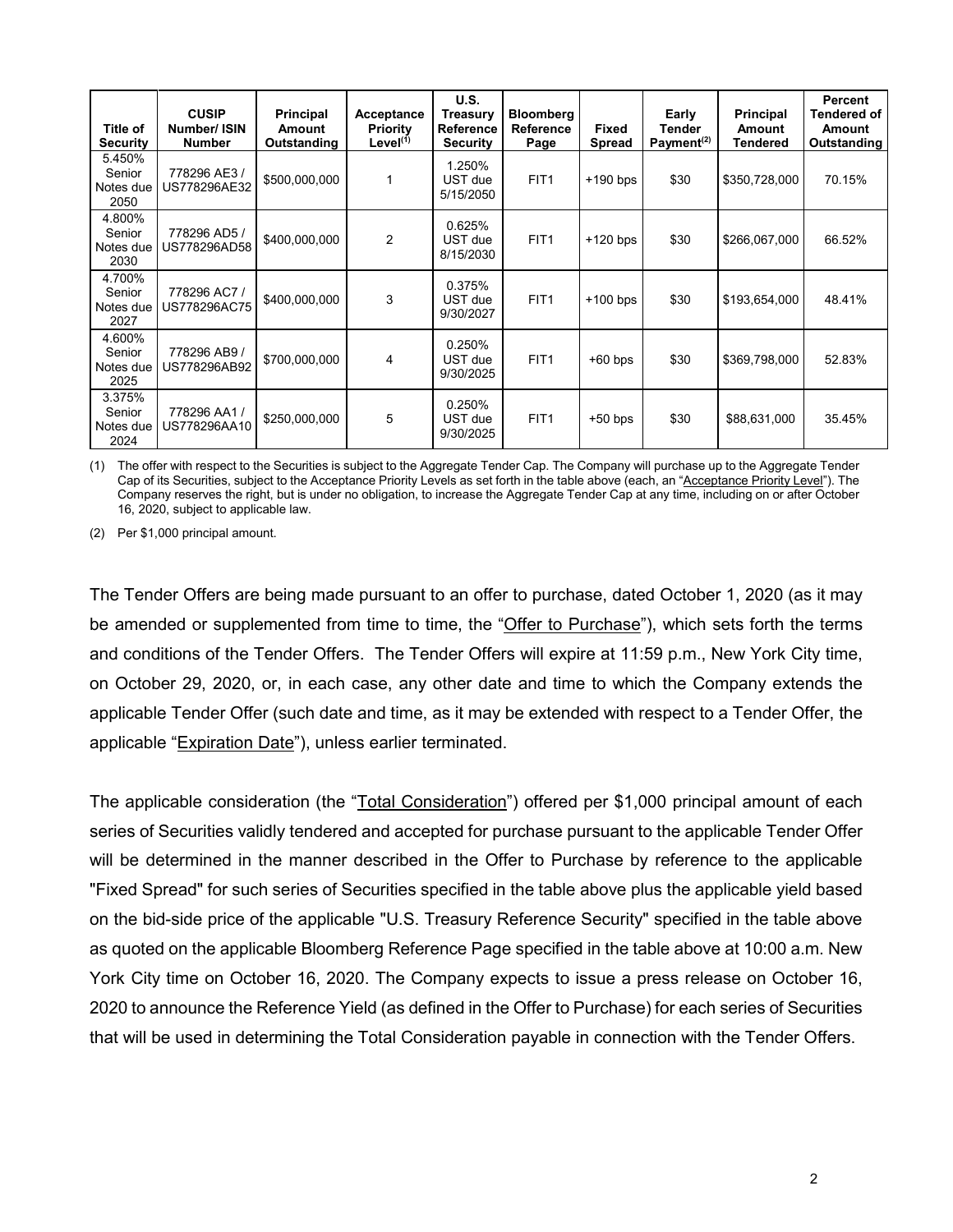| Title of Security | CUSIP Number/ ISIN Number | Principal Amount Outstanding | Acceptance Priority Level[(1)] | U.S. Treasury Reference Security | Bloomberg Reference Page | Fixed Spread | Early Tender Payment[(2)] | Principal Amount Tendered | Percent Tendered of Amount Outstanding |
|---|---|---|---|---|---|---|---|---|---|
| 5.450% Senior Notes due 2050 | 778296 AE3 / US778296AE32 | $500,000,000 | 1 | 1.250% UST due 5/15/2050 | FIT1 | +190 bps | $30 | $350,728,000 | 70.15% |
| 4.800% Senior Notes due 2030 | 778296 AD5 / US778296AD58 | $400,000,000 | 2 | 0.625% UST due 8/15/2030 | FIT1 | +120 bps | $30 | $266,067,000 | 66.52% |
| 4.700% Senior Notes due 2027 | 778296 AC7 / US778296AC75 | $400,000,000 | 3 | 0.375% UST due 9/30/2027 | FIT1 | +100 bps | $30 | $193,654,000 | 48.41% |
| 4.600% Senior Notes due 2025 | 778296 AB9 / US778296AB92 | $700,000,000 | 4 | 0.250% UST due 9/30/2025 | FIT1 | +60 bps | $30 | $369,798,000 | 52.83% |
| 3.375% Senior Notes due 2024 | 778296 AA1 / US778296AA10 | $250,000,000 | 5 | 0.250% UST due 9/30/2025 | FIT1 | +50 bps | $30 | $88,631,000 | 35.45% |

(1) The offer with respect to the Securities is subject to the Aggregate Tender Cap. The Company will purchase up to the Aggregate Tender Cap of its Securities, subject to the Acceptance Priority Levels as set forth in the table above (each, an "Acceptance Priority Level"). The Company reserves the right, but is under no obligation, to increase the Aggregate Tender Cap at any time, including on or after October 16, 2020, subject to applicable law.

(2) Per $1,000 principal amount.

The Tender Offers are being made pursuant to an offer to purchase, dated October 1, 2020 (as it may be amended or supplemented from time to time, the "Offer to Purchase"), which sets forth the terms and conditions of the Tender Offers. The Tender Offers will expire at 11:59 p.m., New York City time, on October 29, 2020, or, in each case, any other date and time to which the Company extends the applicable Tender Offer (such date and time, as it may be extended with respect to a Tender Offer, the applicable "Expiration Date"), unless earlier terminated.

The applicable consideration (the "Total Consideration") offered per $1,000 principal amount of each series of Securities validly tendered and accepted for purchase pursuant to the applicable Tender Offer will be determined in the manner described in the Offer to Purchase by reference to the applicable "Fixed Spread" for such series of Securities specified in the table above plus the applicable yield based on the bid-side price of the applicable "U.S. Treasury Reference Security" specified in the table above as quoted on the applicable Bloomberg Reference Page specified in the table above at 10:00 a.m. New York City time on October 16, 2020. The Company expects to issue a press release on October 16, 2020 to announce the Reference Yield (as defined in the Offer to Purchase) for each series of Securities that will be used in determining the Total Consideration payable in connection with the Tender Offers.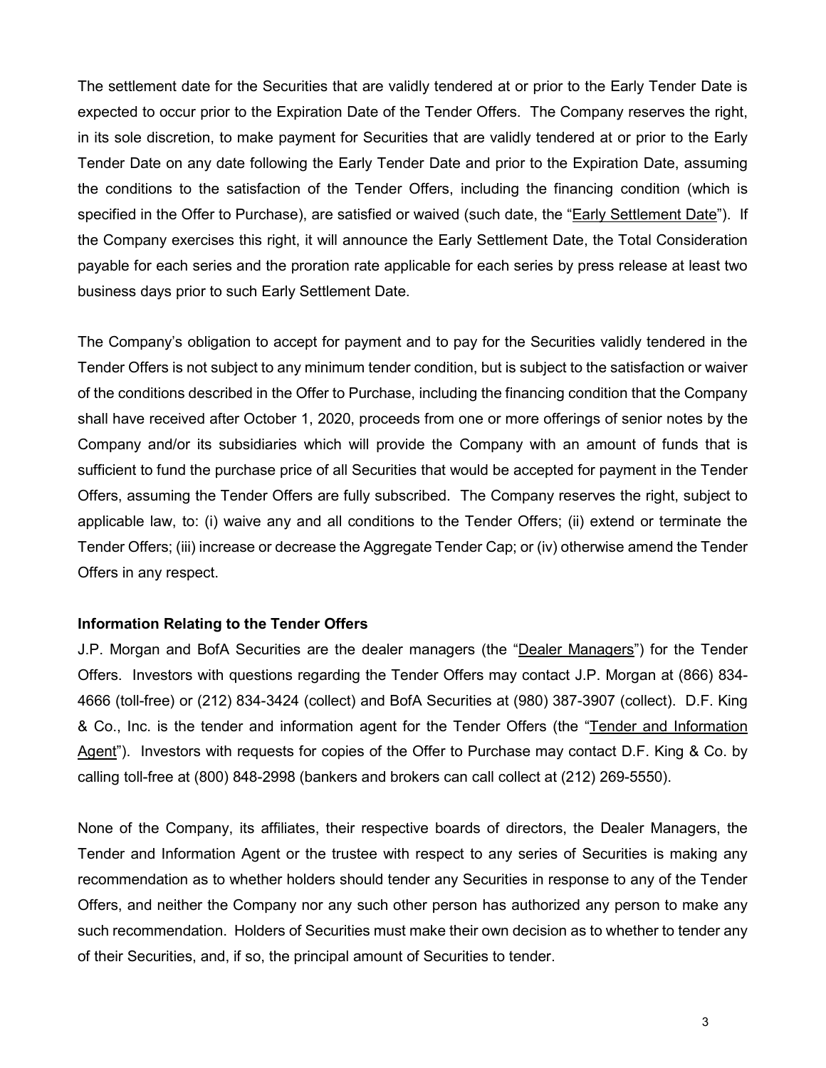The settlement date for the Securities that are validly tendered at or prior to the Early Tender Date is expected to occur prior to the Expiration Date of the Tender Offers. The Company reserves the right, in its sole discretion, to make payment for Securities that are validly tendered at or prior to the Early Tender Date on any date following the Early Tender Date and prior to the Expiration Date, assuming the conditions to the satisfaction of the Tender Offers, including the financing condition (which is specified in the Offer to Purchase), are satisfied or waived (such date, the "Early Settlement Date"). If the Company exercises this right, it will announce the Early Settlement Date, the Total Consideration payable for each series and the proration rate applicable for each series by press release at least two business days prior to such Early Settlement Date.

The Company's obligation to accept for payment and to pay for the Securities validly tendered in the Tender Offers is not subject to any minimum tender condition, but is subject to the satisfaction or waiver of the conditions described in the Offer to Purchase, including the financing condition that the Company shall have received after October 1, 2020, proceeds from one or more offerings of senior notes by the Company and/or its subsidiaries which will provide the Company with an amount of funds that is sufficient to fund the purchase price of all Securities that would be accepted for payment in the Tender Offers, assuming the Tender Offers are fully subscribed. The Company reserves the right, subject to applicable law, to: (i) waive any and all conditions to the Tender Offers; (ii) extend or terminate the Tender Offers; (iii) increase or decrease the Aggregate Tender Cap; or (iv) otherwise amend the Tender Offers in any respect.

**Information Relating to the Tender Offers**

J.P. Morgan and BofA Securities are the dealer managers (the "Dealer Managers") for the Tender Offers. Investors with questions regarding the Tender Offers may contact J.P. Morgan at (866) 834-4666 (toll-free) or (212) 834-3424 (collect) and BofA Securities at (980) 387-3907 (collect). D.F. King & Co., Inc. is the tender and information agent for the Tender Offers (the "Tender and Information Agent"). Investors with requests for copies of the Offer to Purchase may contact D.F. King & Co. by calling toll-free at (800) 848-2998 (bankers and brokers can call collect at (212) 269-5550).

None of the Company, its affiliates, their respective boards of directors, the Dealer Managers, the Tender and Information Agent or the trustee with respect to any series of Securities is making any recommendation as to whether holders should tender any Securities in response to any of the Tender Offers, and neither the Company nor any such other person has authorized any person to make any such recommendation. Holders of Securities must make their own decision as to whether to tender any of their Securities, and, if so, the principal amount of Securities to tender.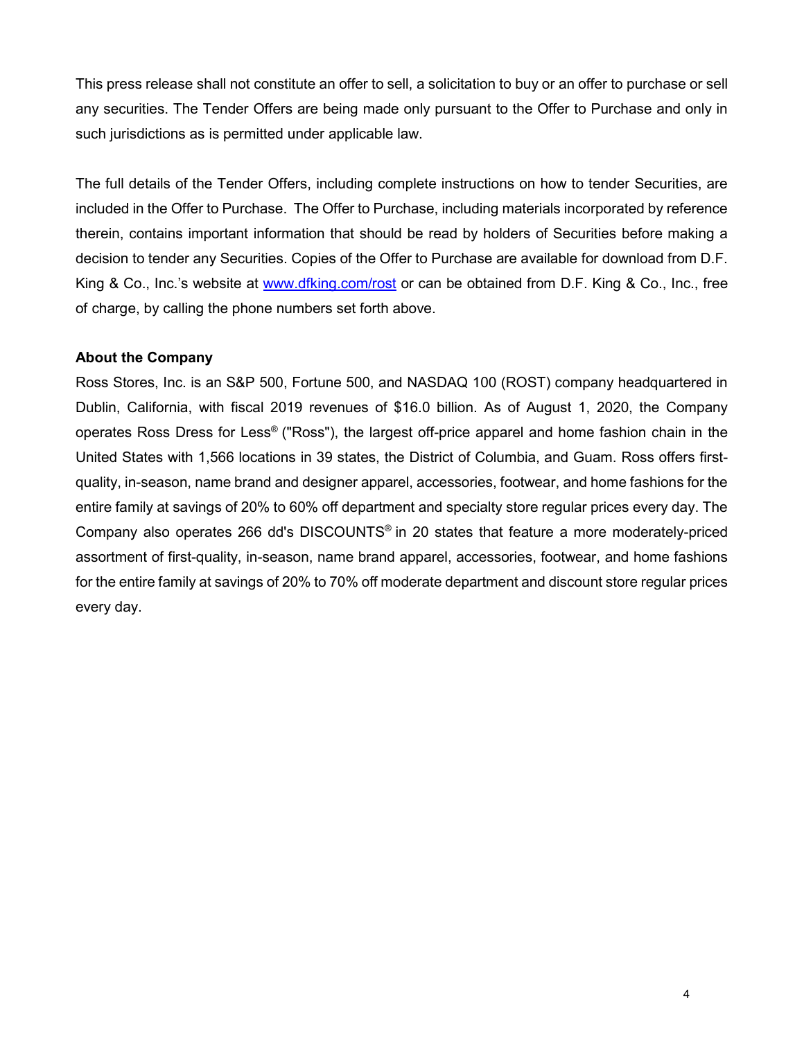This press release shall not constitute an offer to sell, a solicitation to buy or an offer to purchase or sell any securities. The Tender Offers are being made only pursuant to the Offer to Purchase and only in such jurisdictions as is permitted under applicable law.

The full details of the Tender Offers, including complete instructions on how to tender Securities, are included in the Offer to Purchase. The Offer to Purchase, including materials incorporated by reference therein, contains important information that should be read by holders of Securities before making a decision to tender any Securities. Copies of the Offer to Purchase are available for download from D.F. King & Co., Inc.'s website at www.dfking.com/rost or can be obtained from D.F. King & Co., Inc., free of charge, by calling the phone numbers set forth above.

**About the Company**

Ross Stores, Inc. is an S&P 500, Fortune 500, and NASDAQ 100 (ROST) company headquartered in Dublin, California, with fiscal 2019 revenues of $16.0 billion. As of August 1, 2020, the Company operates Ross Dress for Less® ("Ross"), the largest off-price apparel and home fashion chain in the United States with 1,566 locations in 39 states, the District of Columbia, and Guam. Ross offers first-quality, in-season, name brand and designer apparel, accessories, footwear, and home fashions for the entire family at savings of 20% to 60% off department and specialty store regular prices every day. The Company also operates 266 dd's DISCOUNTS® in 20 states that feature a more moderately-priced assortment of first-quality, in-season, name brand apparel, accessories, footwear, and home fashions for the entire family at savings of 20% to 70% off moderate department and discount store regular prices every day.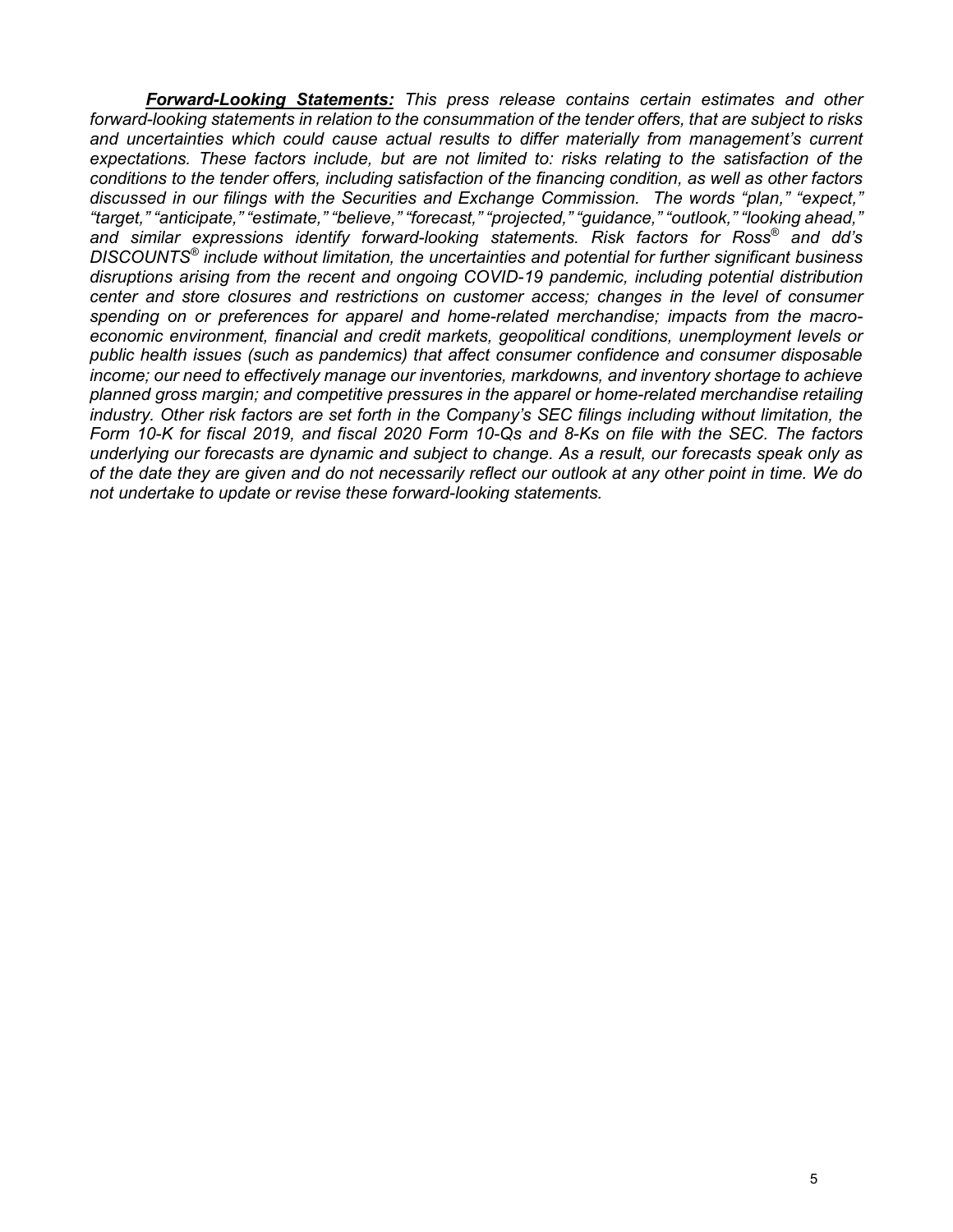***Forward-Looking Statements:*** *This press release contains certain estimates and other forward-looking statements in relation to the consummation of the tender offers, that are subject to risks and uncertainties which could cause actual results to differ materially from management's current expectations. These factors include, but are not limited to: risks relating to the satisfaction of the conditions to the tender offers, including satisfaction of the financing condition, as well as other factors discussed in our filings with the Securities and Exchange Commission. The words "plan," "expect," "target," "anticipate," "estimate," "believe," "forecast," "projected," "guidance," "outlook," "looking ahead," and similar expressions identify forward-looking statements. Risk factors for Ross® and dd's DISCOUNTS® include without limitation, the uncertainties and potential for further significant business disruptions arising from the recent and ongoing COVID-19 pandemic, including potential distribution center and store closures and restrictions on customer access; changes in the level of consumer spending on or preferences for apparel and home-related merchandise; impacts from the macro-economic environment, financial and credit markets, geopolitical conditions, unemployment levels or public health issues (such as pandemics) that affect consumer confidence and consumer disposable income; our need to effectively manage our inventories, markdowns, and inventory shortage to achieve planned gross margin; and competitive pressures in the apparel or home-related merchandise retailing industry. Other risk factors are set forth in the Company's SEC filings including without limitation, the Form 10-K for fiscal 2019, and fiscal 2020 Form 10-Qs and 8-Ks on file with the SEC. The factors underlying our forecasts are dynamic and subject to change. As a result, our forecasts speak only as of the date they are given and do not necessarily reflect our outlook at any other point in time. We do not undertake to update or revise these forward-looking statements.*